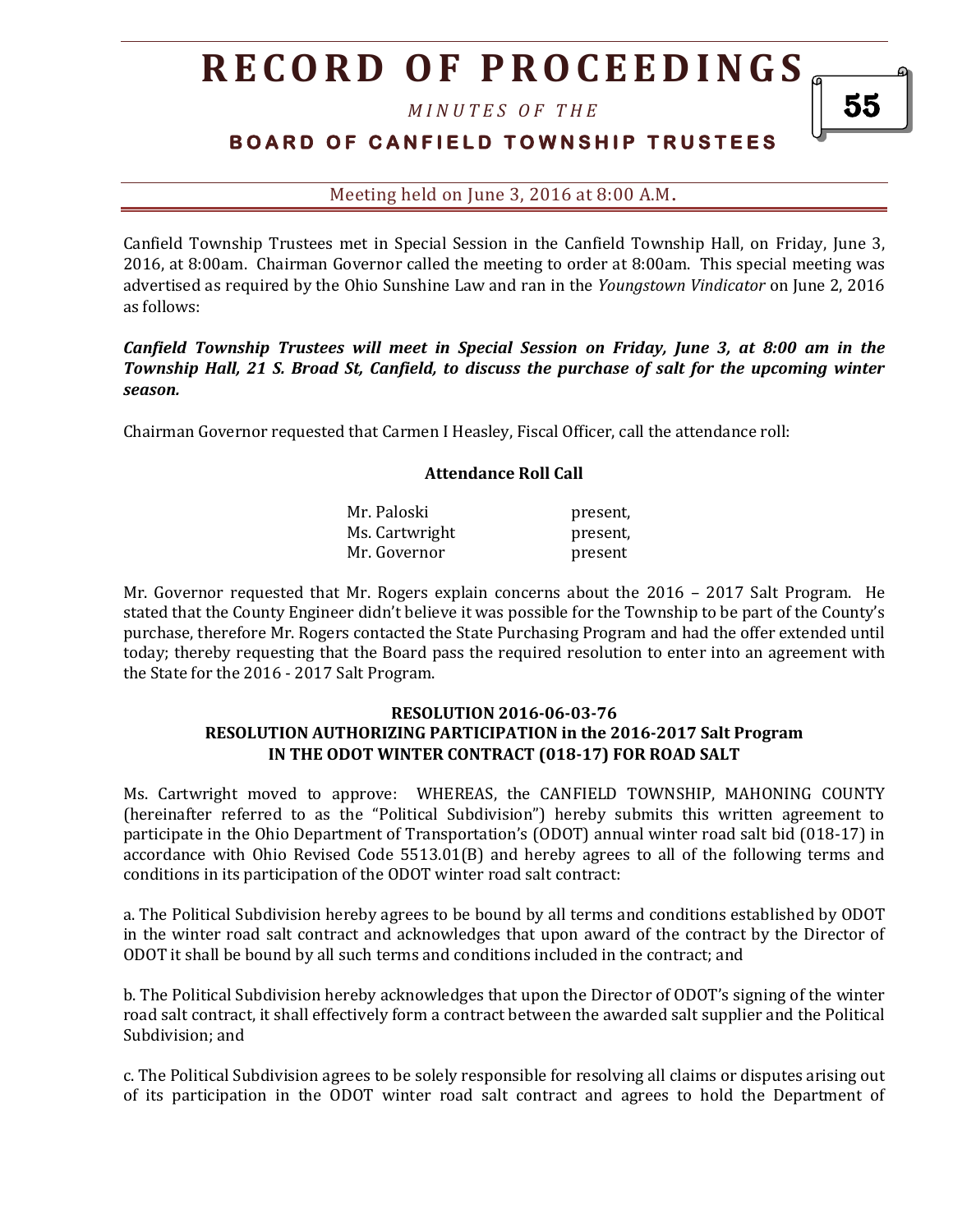Meeting held on June 3, 2016 at 8:00 A.M.

Canfield Township Trustees met in Special Session in the Canfield Township Hall, on Friday, June 3, 2016, at 8:00am. Chairman Governor called the meeting to order at 8:00am. This special meeting was advertised as required by the Ohio Sunshine Law and ran in the *Youngstown Vindicator* on June 2, 2016 as follows:

***Canfield Township Trustees will meet in Special Session on Friday, June 3, at 8:00 am in the Township Hall, 21 S. Broad St, Canfield, to discuss the purchase of salt for the upcoming winter season.***

Chairman Governor requested that Carmen I Heasley, Fiscal Officer, call the attendance roll:

**Attendance Roll Call**

| | |
|---|---|
| Mr. Paloski | present, |
| Ms. Cartwright | present, |
| Mr. Governor | present |

Mr. Governor requested that Mr. Rogers explain concerns about the 2016 – 2017 Salt Program. He stated that the County Engineer didn't believe it was possible for the Township to be part of the County's purchase, therefore Mr. Rogers contacted the State Purchasing Program and had the offer extended until today; thereby requesting that the Board pass the required resolution to enter into an agreement with the State for the 2016 - 2017 Salt Program.

**RESOLUTION 2016-06-03-76**
**RESOLUTION AUTHORIZING PARTICIPATION in the 2016-2017 Salt Program IN THE ODOT WINTER CONTRACT (018-17) FOR ROAD SALT**

Ms. Cartwright moved to approve: WHEREAS, the CANFIELD TOWNSHIP, MAHONING COUNTY (hereinafter referred to as the "Political Subdivision") hereby submits this written agreement to participate in the Ohio Department of Transportation's (ODOT) annual winter road salt bid (018-17) in accordance with Ohio Revised Code 5513.01(B) and hereby agrees to all of the following terms and conditions in its participation of the ODOT winter road salt contract:

a. The Political Subdivision hereby agrees to be bound by all terms and conditions established by ODOT in the winter road salt contract and acknowledges that upon award of the contract by the Director of ODOT it shall be bound by all such terms and conditions included in the contract; and

b. The Political Subdivision hereby acknowledges that upon the Director of ODOT's signing of the winter road salt contract, it shall effectively form a contract between the awarded salt supplier and the Political Subdivision; and

c. The Political Subdivision agrees to be solely responsible for resolving all claims or disputes arising out of its participation in the ODOT winter road salt contract and agrees to hold the Department of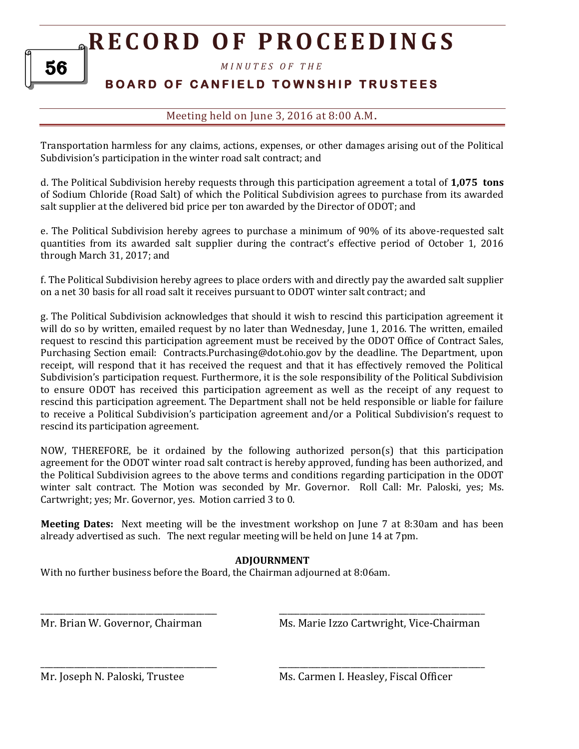Transportation harmless for any claims, actions, expenses, or other damages arising out of the Political Subdivision's participation in the winter road salt contract; and

d. The Political Subdivision hereby requests through this participation agreement a total of **1,075 tons** of Sodium Chloride (Road Salt) of which the Political Subdivision agrees to purchase from its awarded salt supplier at the delivered bid price per ton awarded by the Director of ODOT; and

e. The Political Subdivision hereby agrees to purchase a minimum of 90% of its above-requested salt quantities from its awarded salt supplier during the contract's effective period of October 1, 2016 through March 31, 2017; and

f. The Political Subdivision hereby agrees to place orders with and directly pay the awarded salt supplier on a net 30 basis for all road salt it receives pursuant to ODOT winter salt contract; and

g. The Political Subdivision acknowledges that should it wish to rescind this participation agreement it will do so by written, emailed request by no later than Wednesday, June 1, 2016. The written, emailed request to rescind this participation agreement must be received by the ODOT Office of Contract Sales, Purchasing Section email: Contracts.Purchasing@dot.ohio.gov by the deadline. The Department, upon receipt, will respond that it has received the request and that it has effectively removed the Political Subdivision's participation request. Furthermore, it is the sole responsibility of the Political Subdivision to ensure ODOT has received this participation agreement as well as the receipt of any request to rescind this participation agreement. The Department shall not be held responsible or liable for failure to receive a Political Subdivision's participation agreement and/or a Political Subdivision's request to rescind its participation agreement.

NOW, THEREFORE, be it ordained by the following authorized person(s) that this participation agreement for the ODOT winter road salt contract is hereby approved, funding has been authorized, and the Political Subdivision agrees to the above terms and conditions regarding participation in the ODOT winter salt contract. The Motion was seconded by Mr. Governor. Roll Call: Mr. Paloski, yes; Ms. Cartwright; yes; Mr. Governor, yes. Motion carried 3 to 0.

**Meeting Dates:** Next meeting will be the investment workshop on June 7 at 8:30am and has been already advertised as such. The next regular meeting will be held on June 14 at 7pm.

**ADJOURNMENT**

With no further business before the Board, the Chairman adjourned at 8:06am.

\_\_\_\_\_\_\_\_\_\_\_\_\_\_\_\_\_\_\_\_\_\_\_\_\_\_\_\_\_\_\_\_\_\_\_\_\_\_\_\_
Mr. Brian W. Governor, Chairman

\_\_\_\_\_\_\_\_\_\_\_\_\_\_\_\_\_\_\_\_\_\_\_\_\_\_\_\_\_\_\_\_\_\_\_\_\_\_\_\_
Ms. Marie Izzo Cartwright, Vice-Chairman

\_\_\_\_\_\_\_\_\_\_\_\_\_\_\_\_\_\_\_\_\_\_\_\_\_\_\_\_\_\_\_\_\_\_\_\_\_\_\_\_
Mr. Joseph N. Paloski, Trustee

\_\_\_\_\_\_\_\_\_\_\_\_\_\_\_\_\_\_\_\_\_\_\_\_\_\_\_\_\_\_\_\_\_\_\_\_\_\_\_\_
Ms. Carmen I. Heasley, Fiscal Officer